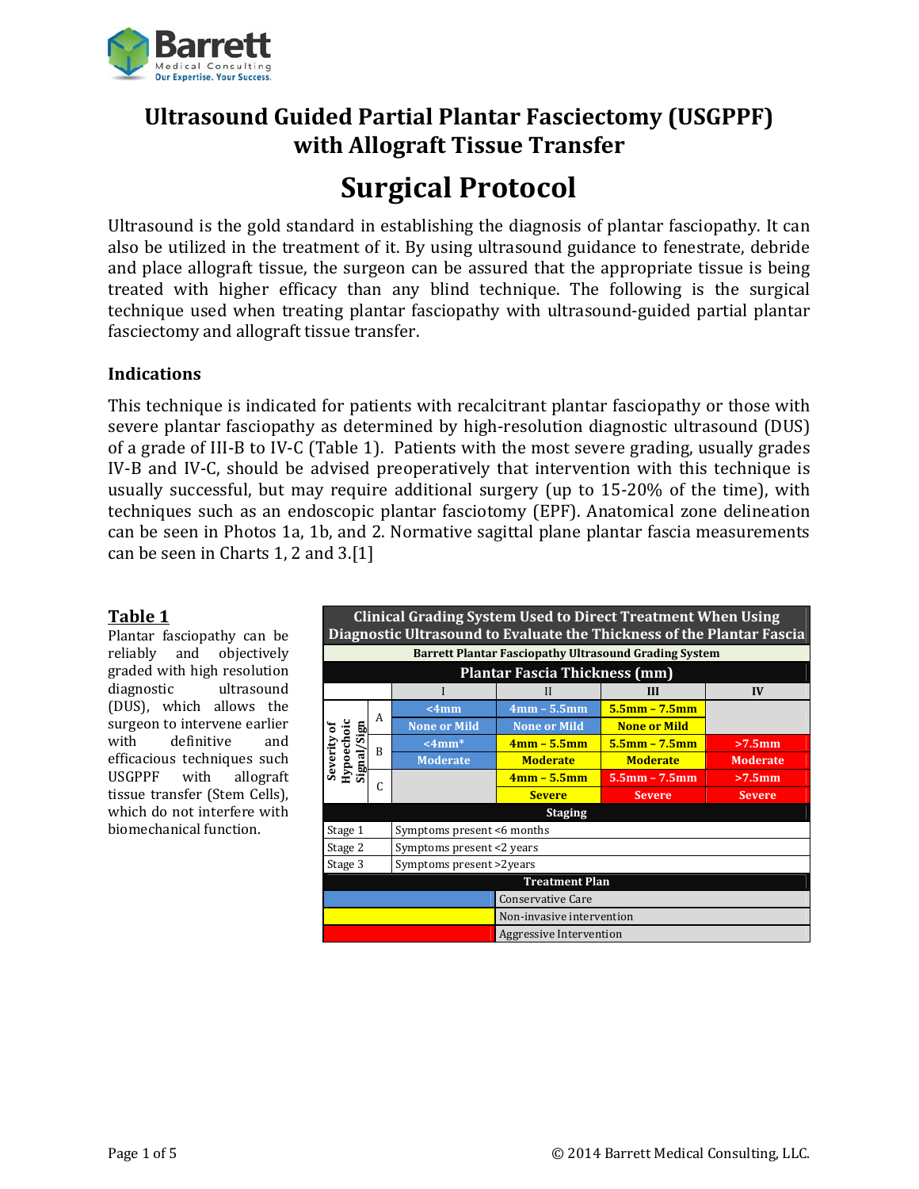# Ultrasound Guided Partial Plantar Fasciectomy (USGPPF) with Allograft Tissue Transfer

## Surgical Protocol

Ultrasound is the gold standard in establishing the diagnosis of plantar fasciopathy. It can also be utilized in the treatment of it. By using ultrasound guidance to fenestrate, debride and place allograft tissue, the surgeon can be assured that the appropriate tissue is being treated with higher efficacy than any blind technique. The following is the surgical technique used when treating plantar fasciopathy with ultrasound-guided partial plantar fasciectomy and allograft tissue transfer.

### Indications

This technique is indicated for patients with recalcitrant plantar fasciopathy or those with severe plantar fasciopathy as determined by high-resolution diagnostic ultrasound (DUS) of a grade of III-B to IV-C (Table 1). Patients with the most severe grading, usually grades IV-B and IV-C, should be advised preoperatively that intervention with this technique is usually successful, but may require additional surgery (up to 15-20% of the time), with techniques such as an endoscopic plantar fasciotomy (EPF). Anatomical zone delineation can be seen in Photos 1a, 1b, and 2. Normative sagittal plane plantar fascia measurements can be seen in Charts 1, 2 and 3.[1]

**Table 1**

Plantar fasciopathy can be reliably and objectively graded with high resolution diagnostic ultrasound (DUS), which allows the surgeon to intervene earlier with definitive and efficacious techniques such as USGPPF with allograft tissue transfer (Stem Cells), which do not interfere with biomechanical function.

**Clinical Grading System Used to Direct Treatment When Using Diagnostic Ultrasound to Evaluate the Thickness of the Plantar Fascia**

**Barrett Plantar Fasciopathy Ultrasound Grading System**

| Severity of Hypoechoic Signal/Sign | Plantar Fascia Thickness (mm): I | II | III | IV |
|---|---|---|---|---|
| A | <4mm (None or Mild) – Blue | 4mm – 5.5mm (None or Mild) – Blue | 5.5mm – 7.5mm (None or Mild) – Yellow | |
| B | <4mm* (Moderate) – Blue | 4mm – 5.5mm (Moderate) – Yellow | 5.5mm – 7.5mm (Moderate) – Yellow | >7.5mm (Moderate) – Red |
| C | | 4mm – 5.5mm (Severe) – Yellow | 5.5mm – 7.5mm (Severe) – Red | >7.5mm (Severe) – Red |

**Staging**

| Stage | Description |
|---|---|
| Stage 1 | Symptoms present <6 months |
| Stage 2 | Symptoms present <2 years |
| Stage 3 | Symptoms present >2years |

**Treatment Plan**

| Color | Treatment |
|---|---|
| Blue | Conservative Care |
| Yellow | Non-invasive intervention |
| Red | Aggressive Intervention |

© 2014 Barrett Medical Consulting, LLC.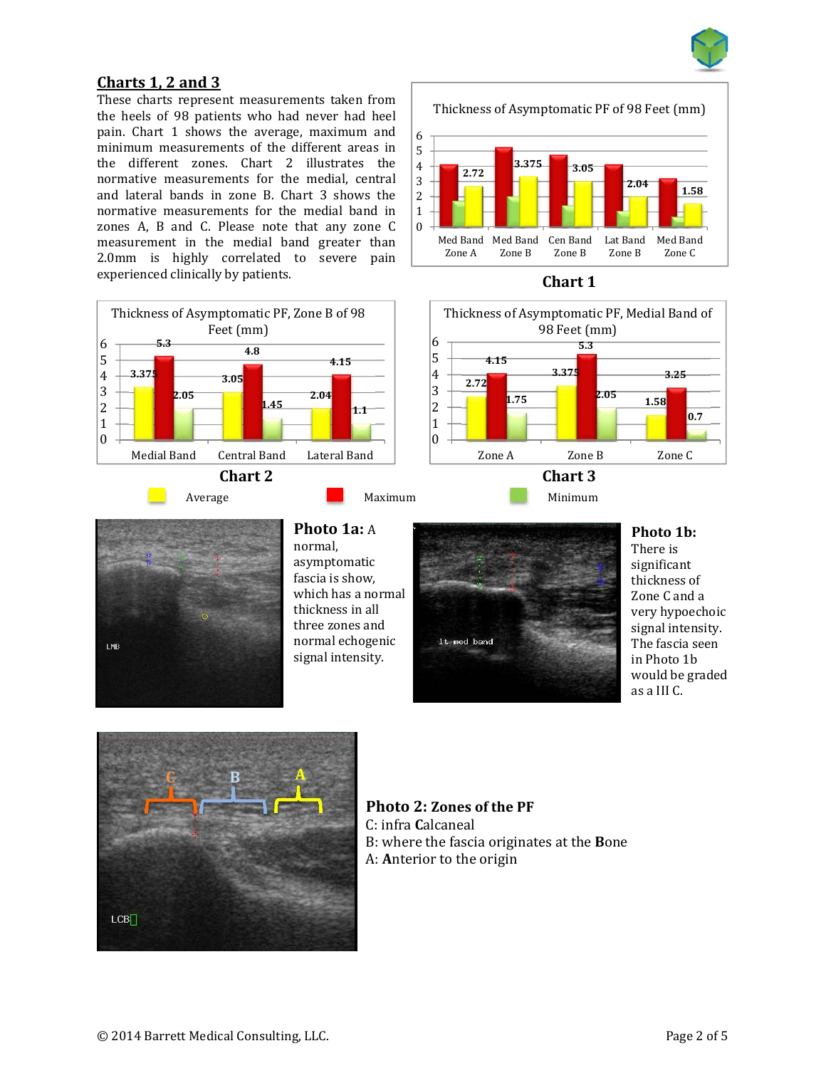## Charts 1, 2 and 3

These charts represent measurements taken from the heels of 98 patients who had never had heel pain. Chart 1 shows the average, maximum and minimum measurements of the different areas in the different zones. Chart 2 illustrates the normative measurements for the medial, central and lateral bands in zone B. Chart 3 shows the normative measurements for the medial band in zones A, B and C. Please note that any zone C measurement in the medial band greater than 2.0mm is highly correlated to severe pain experienced clinically by patients.

**Thickness of Asymptomatic PF of 98 Feet (mm)**

| | Med Band Zone A | Med Band Zone B | Cen Band Zone B | Lat Band Zone B | Med Band Zone C |
|---|---|---|---|---|---|
| Average | 2.72 | 3.375 | 3.05 | 2.04 | 1.58 |

**Chart 1**

**Thickness of Asymptomatic PF, Zone B of 98 Feet (mm)**

| | Medial Band | Central Band | Lateral Band |
|---|---|---|---|
| Average | 3.375 | 3.05 | 2.04 |
| Maximum | 5.3 | 4.8 | 4.15 |
| Minimum | 2.05 | 1.45 | 1.1 |

**Chart 2**

**Thickness of Asymptomatic PF, Medial Band of 98 Feet (mm)**

| | Zone A | Zone B | Zone C |
|---|---|---|---|
| Average | 2.72 | 3.375 | 1.58 |
| Maximum | 4.15 | 5.3 | 3.25 |
| Minimum | 1.75 | 2.05 | 0.7 |

**Chart 3**

Average | Maximum | Minimum

**Photo 1a:** A normal, asymptomatic fascia is show, which has a normal thickness in all three zones and normal echogenic signal intensity.

**Photo 1b:** There is significant thickness of Zone C and a very hypoechoic signal intensity. The fascia seen in Photo 1b would be graded as a III C.

**Photo 2: Zones of the PF**
C: infra **C**alcaneal
B: where the fascia originates at the **B**one
A: **A**nterior to the origin

© 2014 Barrett Medical Consulting, LLC.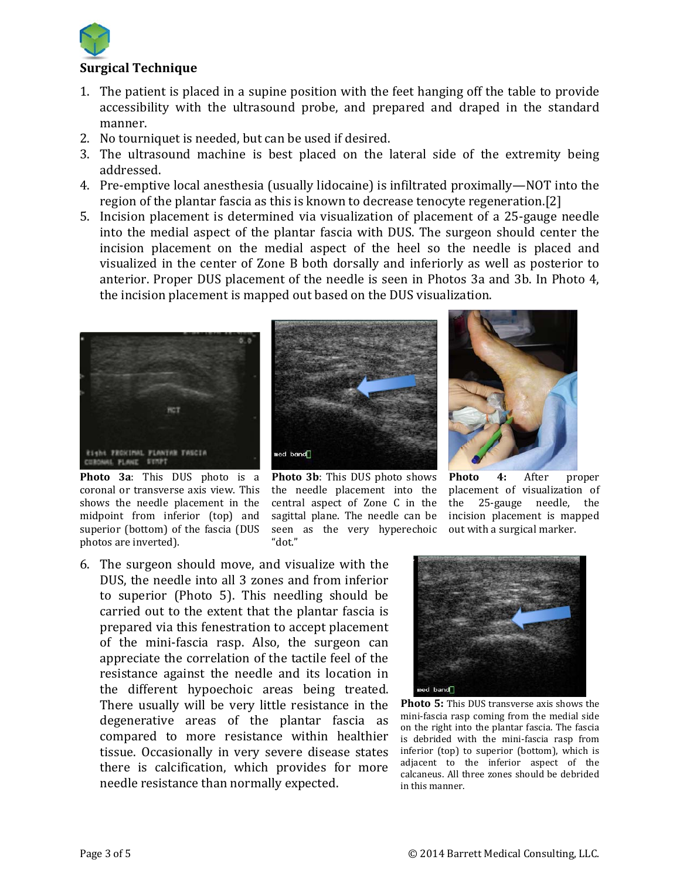## Surgical Technique

1. The patient is placed in a supine position with the feet hanging off the table to provide accessibility with the ultrasound probe, and prepared and draped in the standard manner.
2. No tourniquet is needed, but can be used if desired.
3. The ultrasound machine is best placed on the lateral side of the extremity being addressed.
4. Pre-emptive local anesthesia (usually lidocaine) is infiltrated proximally—NOT into the region of the plantar fascia as this is known to decrease tenocyte regeneration.[2]
5. Incision placement is determined via visualization of placement of a 25-gauge needle into the medial aspect of the plantar fascia with DUS. The surgeon should center the incision placement on the medial aspect of the heel so the needle is placed and visualized in the center of Zone B both dorsally and inferiorly as well as posterior to anterior. Proper DUS placement of the needle is seen in Photos 3a and 3b. In Photo 4, the incision placement is mapped out based on the DUS visualization.

**Photo 3a**: This DUS photo is a coronal or transverse axis view. This shows the needle placement in the midpoint from inferior (top) and superior (bottom) of the fascia (DUS photos are inverted).

**Photo 3b**: This DUS photo shows the needle placement into the central aspect of Zone C in the sagittal plane. The needle can be seen as the very hyperechoic "dot."

**Photo 4:** After proper placement of visualization of the 25-gauge needle, the incision placement is mapped out with a surgical marker.

6. The surgeon should move, and visualize with the DUS, the needle into all 3 zones and from inferior to superior (Photo 5). This needling should be carried out to the extent that the plantar fascia is prepared via this fenestration to accept placement of the mini-fascia rasp. Also, the surgeon can appreciate the correlation of the tactile feel of the resistance against the needle and its location in the different hypoechoic areas being treated. There usually will be very little resistance in the degenerative areas of the plantar fascia as compared to more resistance within healthier tissue. Occasionally in very severe disease states there is calcification, which provides for more needle resistance than normally expected.

**Photo 5:** This DUS transverse axis shows the mini-fascia rasp coming from the medial side on the right into the plantar fascia. The fascia is debrided with the mini-fascia rasp from inferior (top) to superior (bottom), which is adjacent to the inferior aspect of the calcaneus. All three zones should be debrided in this manner.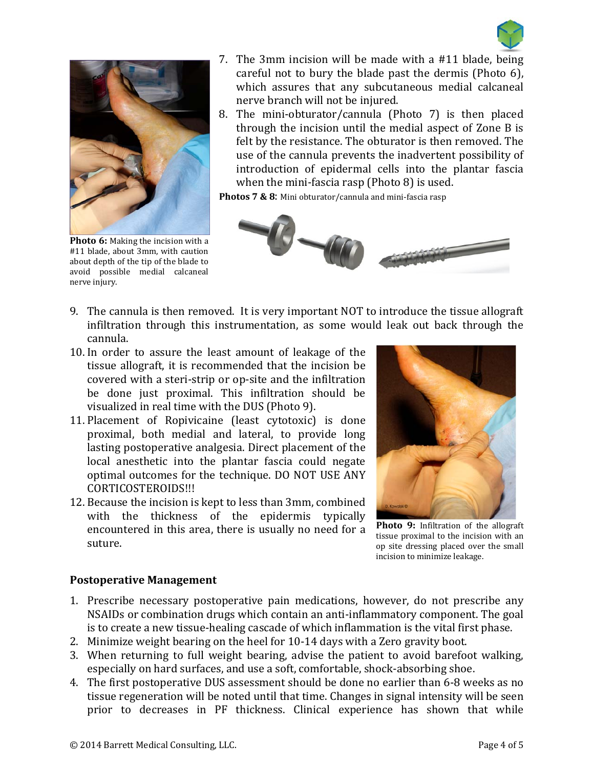7. The 3mm incision will be made with a #11 blade, being careful not to bury the blade past the dermis (Photo 6), which assures that any subcutaneous medial calcaneal nerve branch will not be injured.
8. The mini-obturator/cannula (Photo 7) is then placed through the incision until the medial aspect of Zone B is felt by the resistance. The obturator is then removed. The use of the cannula prevents the inadvertent possibility of introduction of epidermal cells into the plantar fascia when the mini-fascia rasp (Photo 8) is used.

**Photo 6:** Making the incision with a #11 blade, about 3mm, with caution about depth of the tip of the blade to avoid possible medial calcaneal nerve injury.

**Photos 7 & 8:** Mini obturator/cannula and mini-fascia rasp

9. The cannula is then removed. It is very important NOT to introduce the tissue allograft infiltration through this instrumentation, as some would leak out back through the cannula.
10. In order to assure the least amount of leakage of the tissue allograft, it is recommended that the incision be covered with a steri-strip or op-site and the infiltration be done just proximal. This infiltration should be visualized in real time with the DUS (Photo 9).
11. Placement of Ropivicaine (least cytotoxic) is done proximal, both medial and lateral, to provide long lasting postoperative analgesia. Direct placement of the local anesthetic into the plantar fascia could negate optimal outcomes for the technique. DO NOT USE ANY CORTICOSTEROIDS!!!
12. Because the incision is kept to less than 3mm, combined with the thickness of the epidermis typically encountered in this area, there is usually no need for a suture.

**Photo 9:** Infiltration of the allograft tissue proximal to the incision with an op site dressing placed over the small incision to minimize leakage.

**Postoperative Management**

1. Prescribe necessary postoperative pain medications, however, do not prescribe any NSAIDs or combination drugs which contain an anti-inflammatory component. The goal is to create a new tissue-healing cascade of which inflammation is the vital first phase.
2. Minimize weight bearing on the heel for 10-14 days with a Zero gravity boot.
3. When returning to full weight bearing, advise the patient to avoid barefoot walking, especially on hard surfaces, and use a soft, comfortable, shock-absorbing shoe.
4. The first postoperative DUS assessment should be done no earlier than 6-8 weeks as no tissue regeneration will be noted until that time. Changes in signal intensity will be seen prior to decreases in PF thickness. Clinical experience has shown that while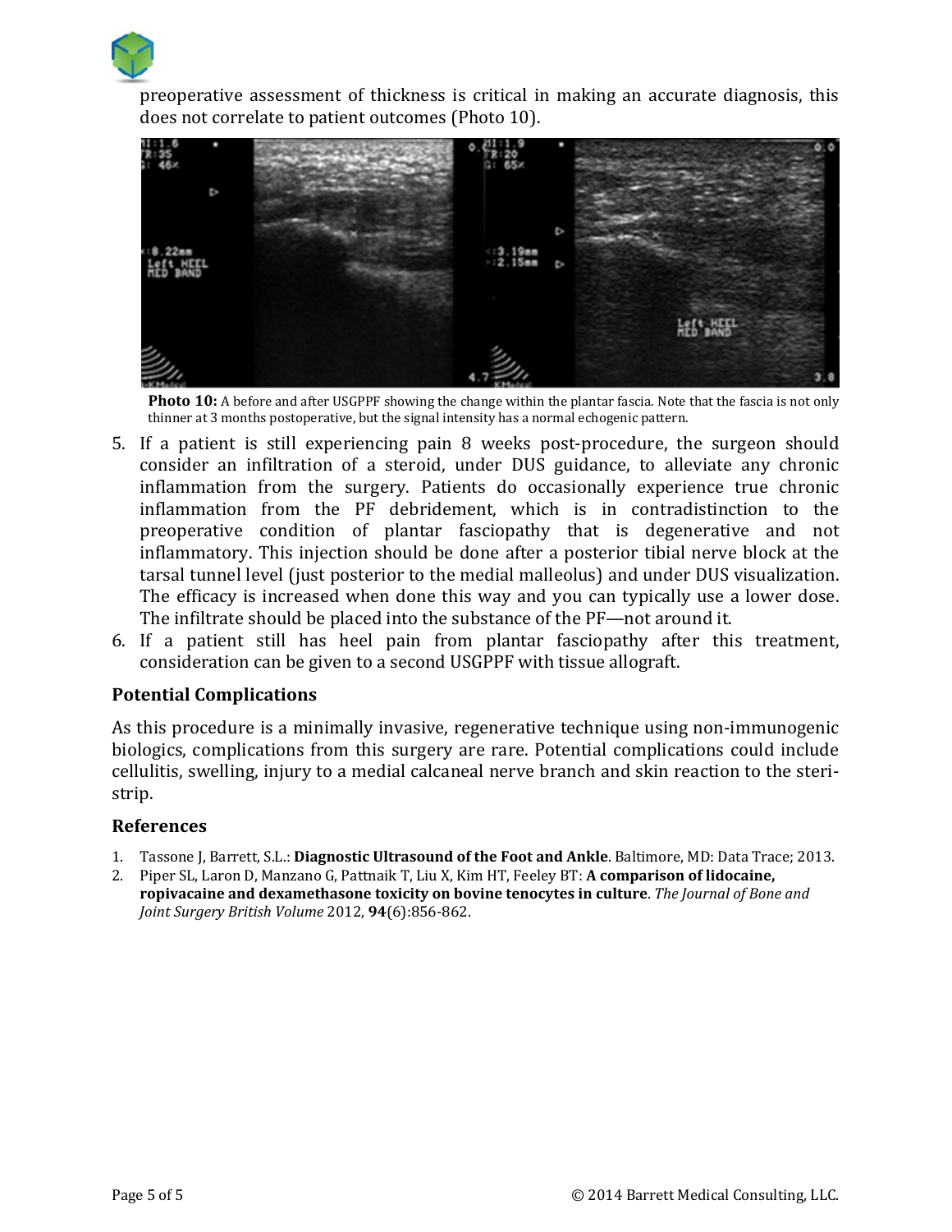preoperative assessment of thickness is critical in making an accurate diagnosis, this does not correlate to patient outcomes (Photo 10).

**Photo 10:** A before and after USGPPF showing the change within the plantar fascia. Note that the fascia is not only thinner at 3 months postoperative, but the signal intensity has a normal echogenic pattern.

5. If a patient is still experiencing pain 8 weeks post-procedure, the surgeon should consider an infiltration of a steroid, under DUS guidance, to alleviate any chronic inflammation from the surgery. Patients do occasionally experience true chronic inflammation from the PF debridement, which is in contradistinction to the preoperative condition of plantar fasciopathy that is degenerative and not inflammatory. This injection should be done after a posterior tibial nerve block at the tarsal tunnel level (just posterior to the medial malleolus) and under DUS visualization. The efficacy is increased when done this way and you can typically use a lower dose. The infiltrate should be placed into the substance of the PF—not around it.
6. If a patient still has heel pain from plantar fasciopathy after this treatment, consideration can be given to a second USGPPF with tissue allograft.

### Potential Complications

As this procedure is a minimally invasive, regenerative technique using non-immunogenic biologics, complications from this surgery are rare. Potential complications could include cellulitis, swelling, injury to a medial calcaneal nerve branch and skin reaction to the steri-strip.

### References

1. Tassone J, Barrett, S.L.: **Diagnostic Ultrasound of the Foot and Ankle**. Baltimore, MD: Data Trace; 2013.
2. Piper SL, Laron D, Manzano G, Pattnaik T, Liu X, Kim HT, Feeley BT: **A comparison of lidocaine, ropivacaine and dexamethasone toxicity on bovine tenocytes in culture**. *The Journal of Bone and Joint Surgery British Volume* 2012, **94**(6):856-862.